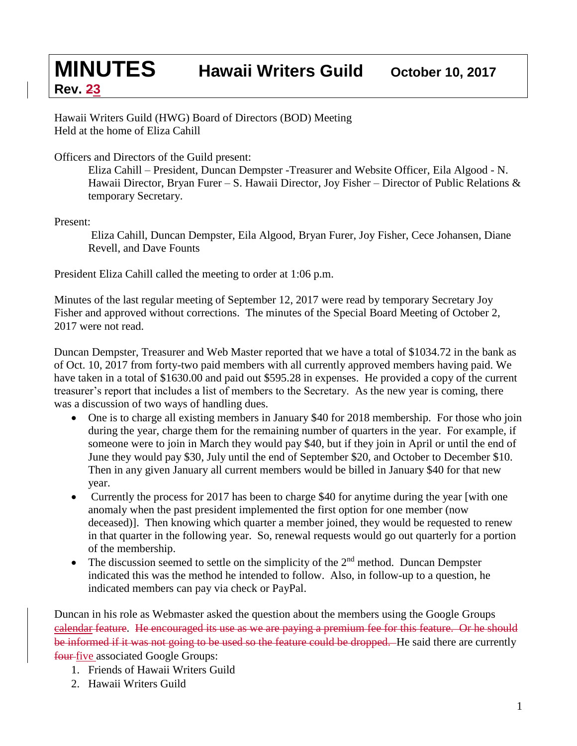# MINUTES Hawaii Writers Guild October 10, 2017

**Rev. ~~2~~3**

Hawaii Writers Guild (HWG) Board of Directors (BOD) Meeting
Held at the home of Eliza Cahill

Officers and Directors of the Guild present:

> Eliza Cahill – President, Duncan Dempster -Treasurer and Website Officer, Eila Algood - N. Hawaii Director, Bryan Furer – S. Hawaii Director, Joy Fisher – Director of Public Relations & temporary Secretary.

Present:

> Eliza Cahill, Duncan Dempster, Eila Algood, Bryan Furer, Joy Fisher, Cece Johansen, Diane Revell, and Dave Founts

President Eliza Cahill called the meeting to order at 1:06 p.m.

Minutes of the last regular meeting of September 12, 2017 were read by temporary Secretary Joy Fisher and approved without corrections. The minutes of the Special Board Meeting of October 2, 2017 were not read.

Duncan Dempster, Treasurer and Web Master reported that we have a total of $1034.72 in the bank as of Oct. 10, 2017 from forty-two paid members with all currently approved members having paid. We have taken in a total of $1630.00 and paid out $595.28 in expenses. He provided a copy of the current treasurer's report that includes a list of members to the Secretary. As the new year is coming, there was a discussion of two ways of handling dues.

- One is to charge all existing members in January $40 for 2018 membership. For those who join during the year, charge them for the remaining number of quarters in the year. For example, if someone were to join in March they would pay $40, but if they join in April or until the end of June they would pay $30, July until the end of September $20, and October to December $10. Then in any given January all current members would be billed in January $40 for that new year.
- Currently the process for 2017 has been to charge $40 for anytime during the year [with one anomaly when the past president implemented the first option for one member (now deceased)]. Then knowing which quarter a member joined, they would be requested to renew in that quarter in the following year. So, renewal requests would go out quarterly for a portion of the membership.
- The discussion seemed to settle on the simplicity of the 2nd method. Duncan Dempster indicated this was the method he intended to follow. Also, in follow-up to a question, he indicated members can pay via check or PayPal.

Duncan in his role as Webmaster asked the question about the members using the Google Groups calendar ~~feature~~. ~~He encouraged its use as we are paying a premium fee for this feature. Or he should be informed if it was not going to be used so the feature could be dropped.~~ He said there are currently ~~four~~ five associated Google Groups:

1. Friends of Hawaii Writers Guild
2. Hawaii Writers Guild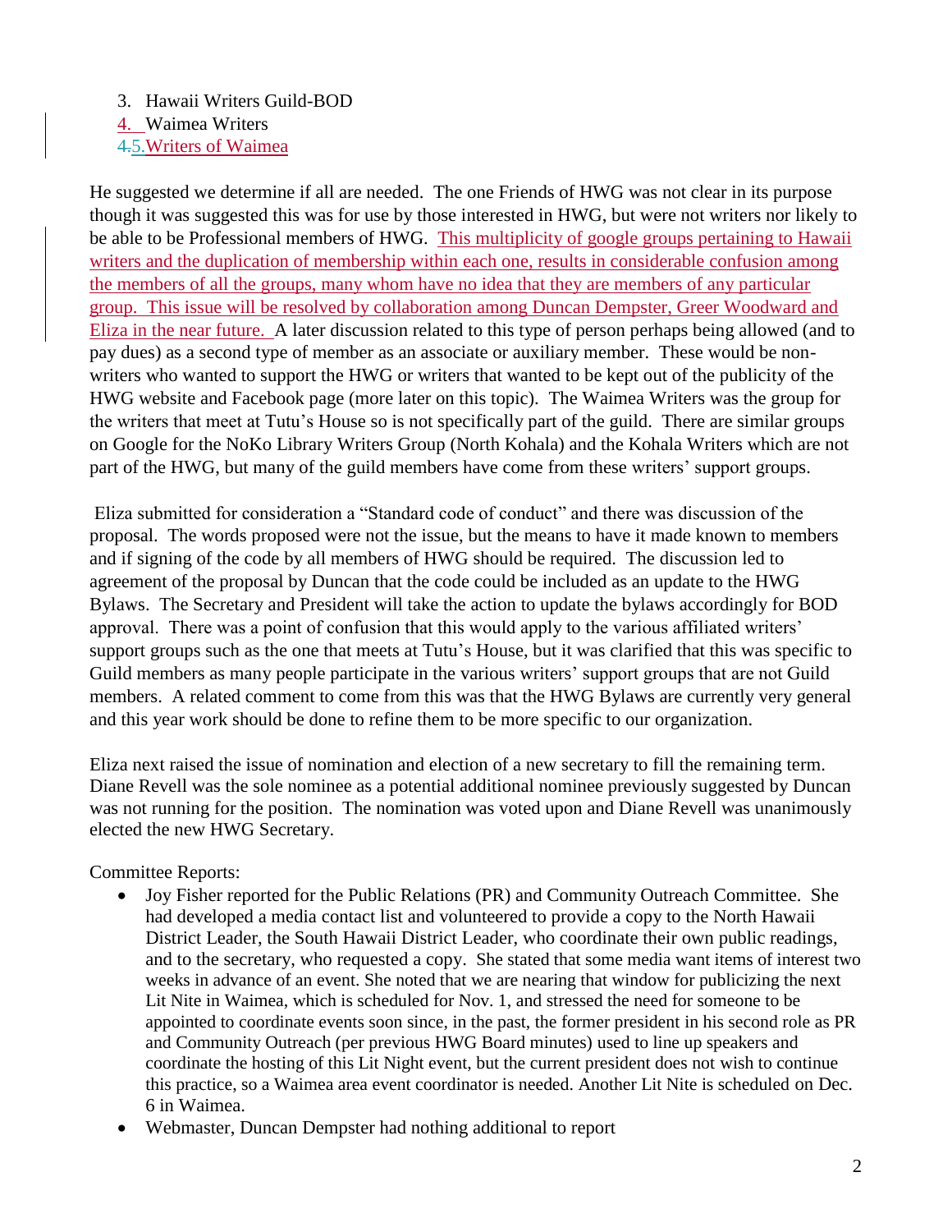3. Hawaii Writers Guild-BOD
4. Waimea Writers
5. Writers of Waimea

He suggested we determine if all are needed. The one Friends of HWG was not clear in its purpose though it was suggested this was for use by those interested in HWG, but were not writers nor likely to be able to be Professional members of HWG. This multiplicity of google groups pertaining to Hawaii writers and the duplication of membership within each one, results in considerable confusion among the members of all the groups, many whom have no idea that they are members of any particular group. This issue will be resolved by collaboration among Duncan Dempster, Greer Woodward and Eliza in the near future. A later discussion related to this type of person perhaps being allowed (and to pay dues) as a second type of member as an associate or auxiliary member. These would be non-writers who wanted to support the HWG or writers that wanted to be kept out of the publicity of the HWG website and Facebook page (more later on this topic). The Waimea Writers was the group for the writers that meet at Tutu's House so is not specifically part of the guild. There are similar groups on Google for the NoKo Library Writers Group (North Kohala) and the Kohala Writers which are not part of the HWG, but many of the guild members have come from these writers' support groups.

Eliza submitted for consideration a "Standard code of conduct" and there was discussion of the proposal. The words proposed were not the issue, but the means to have it made known to members and if signing of the code by all members of HWG should be required. The discussion led to agreement of the proposal by Duncan that the code could be included as an update to the HWG Bylaws. The Secretary and President will take the action to update the bylaws accordingly for BOD approval. There was a point of confusion that this would apply to the various affiliated writers' support groups such as the one that meets at Tutu's House, but it was clarified that this was specific to Guild members as many people participate in the various writers' support groups that are not Guild members. A related comment to come from this was that the HWG Bylaws are currently very general and this year work should be done to refine them to be more specific to our organization.

Eliza next raised the issue of nomination and election of a new secretary to fill the remaining term. Diane Revell was the sole nominee as a potential additional nominee previously suggested by Duncan was not running for the position. The nomination was voted upon and Diane Revell was unanimously elected the new HWG Secretary.

Committee Reports:

- Joy Fisher reported for the Public Relations (PR) and Community Outreach Committee. She had developed a media contact list and volunteered to provide a copy to the North Hawaii District Leader, the South Hawaii District Leader, who coordinate their own public readings, and to the secretary, who requested a copy. She stated that some media want items of interest two weeks in advance of an event. She noted that we are nearing that window for publicizing the next Lit Nite in Waimea, which is scheduled for Nov. 1, and stressed the need for someone to be appointed to coordinate events soon since, in the past, the former president in his second role as PR and Community Outreach (per previous HWG Board minutes) used to line up speakers and coordinate the hosting of this Lit Night event, but the current president does not wish to continue this practice, so a Waimea area event coordinator is needed. Another Lit Nite is scheduled on Dec. 6 in Waimea.
- Webmaster, Duncan Dempster had nothing additional to report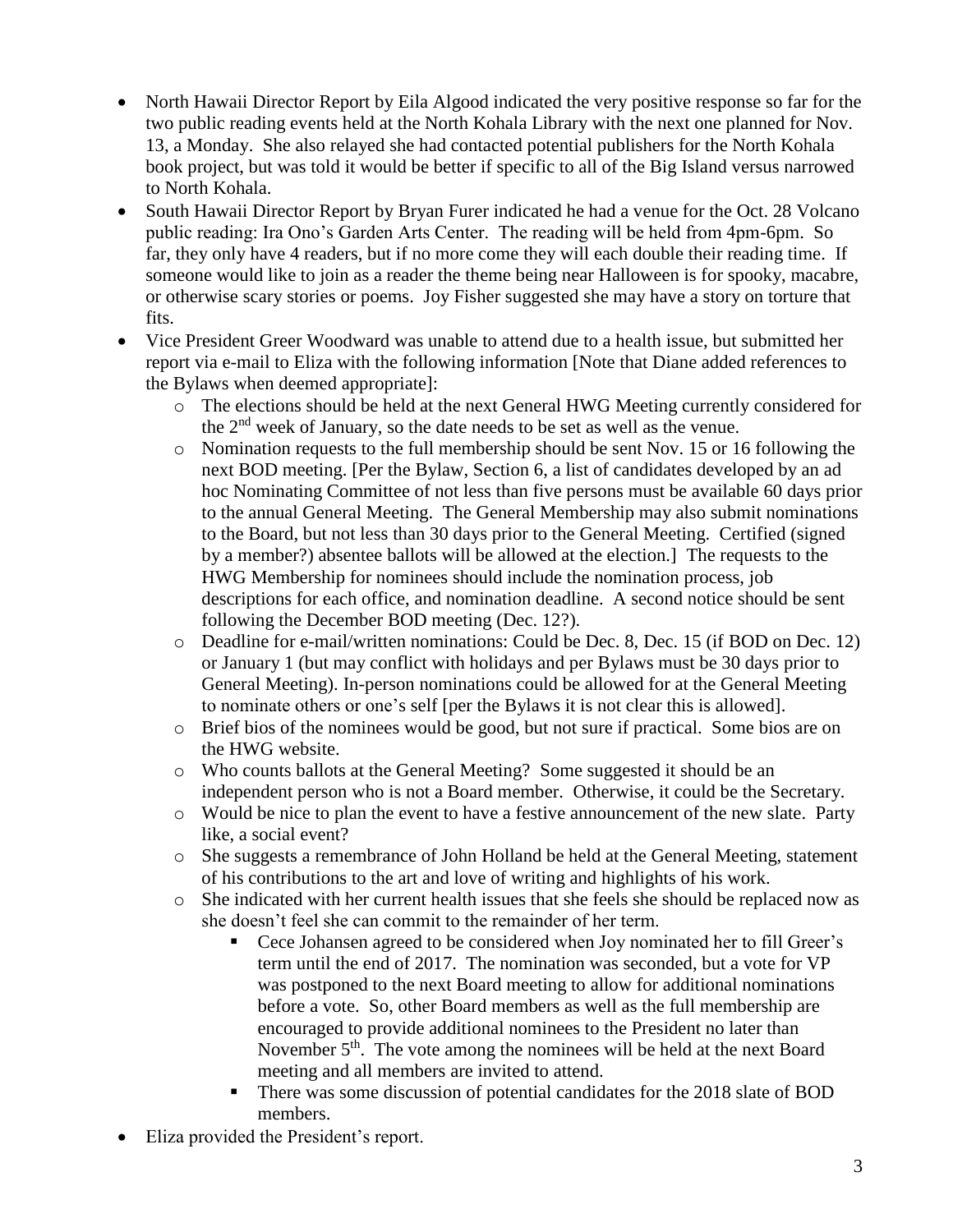- North Hawaii Director Report by Eila Algood indicated the very positive response so far for the two public reading events held at the North Kohala Library with the next one planned for Nov. 13, a Monday. She also relayed she had contacted potential publishers for the North Kohala book project, but was told it would be better if specific to all of the Big Island versus narrowed to North Kohala.
- South Hawaii Director Report by Bryan Furer indicated he had a venue for the Oct. 28 Volcano public reading: Ira Ono's Garden Arts Center. The reading will be held from 4pm-6pm. So far, they only have 4 readers, but if no more come they will each double their reading time. If someone would like to join as a reader the theme being near Halloween is for spooky, macabre, or otherwise scary stories or poems. Joy Fisher suggested she may have a story on torture that fits.
- Vice President Greer Woodward was unable to attend due to a health issue, but submitted her report via e-mail to Eliza with the following information [Note that Diane added references to the Bylaws when deemed appropriate]:
  - The elections should be held at the next General HWG Meeting currently considered for the 2nd week of January, so the date needs to be set as well as the venue.
  - Nomination requests to the full membership should be sent Nov. 15 or 16 following the next BOD meeting. [Per the Bylaw, Section 6, a list of candidates developed by an ad hoc Nominating Committee of not less than five persons must be available 60 days prior to the annual General Meeting. The General Membership may also submit nominations to the Board, but not less than 30 days prior to the General Meeting. Certified (signed by a member?) absentee ballots will be allowed at the election.] The requests to the HWG Membership for nominees should include the nomination process, job descriptions for each office, and nomination deadline. A second notice should be sent following the December BOD meeting (Dec. 12?).
  - Deadline for e-mail/written nominations: Could be Dec. 8, Dec. 15 (if BOD on Dec. 12) or January 1 (but may conflict with holidays and per Bylaws must be 30 days prior to General Meeting). In-person nominations could be allowed for at the General Meeting to nominate others or one's self [per the Bylaws it is not clear this is allowed].
  - Brief bios of the nominees would be good, but not sure if practical. Some bios are on the HWG website.
  - Who counts ballots at the General Meeting? Some suggested it should be an independent person who is not a Board member. Otherwise, it could be the Secretary.
  - Would be nice to plan the event to have a festive announcement of the new slate. Party like, a social event?
  - She suggests a remembrance of John Holland be held at the General Meeting, statement of his contributions to the art and love of writing and highlights of his work.
  - She indicated with her current health issues that she feels she should be replaced now as she doesn't feel she can commit to the remainder of her term.
    - Cece Johansen agreed to be considered when Joy nominated her to fill Greer's term until the end of 2017. The nomination was seconded, but a vote for VP was postponed to the next Board meeting to allow for additional nominations before a vote. So, other Board members as well as the full membership are encouraged to provide additional nominees to the President no later than November 5th. The vote among the nominees will be held at the next Board meeting and all members are invited to attend.
    - There was some discussion of potential candidates for the 2018 slate of BOD members.
- Eliza provided the President's report.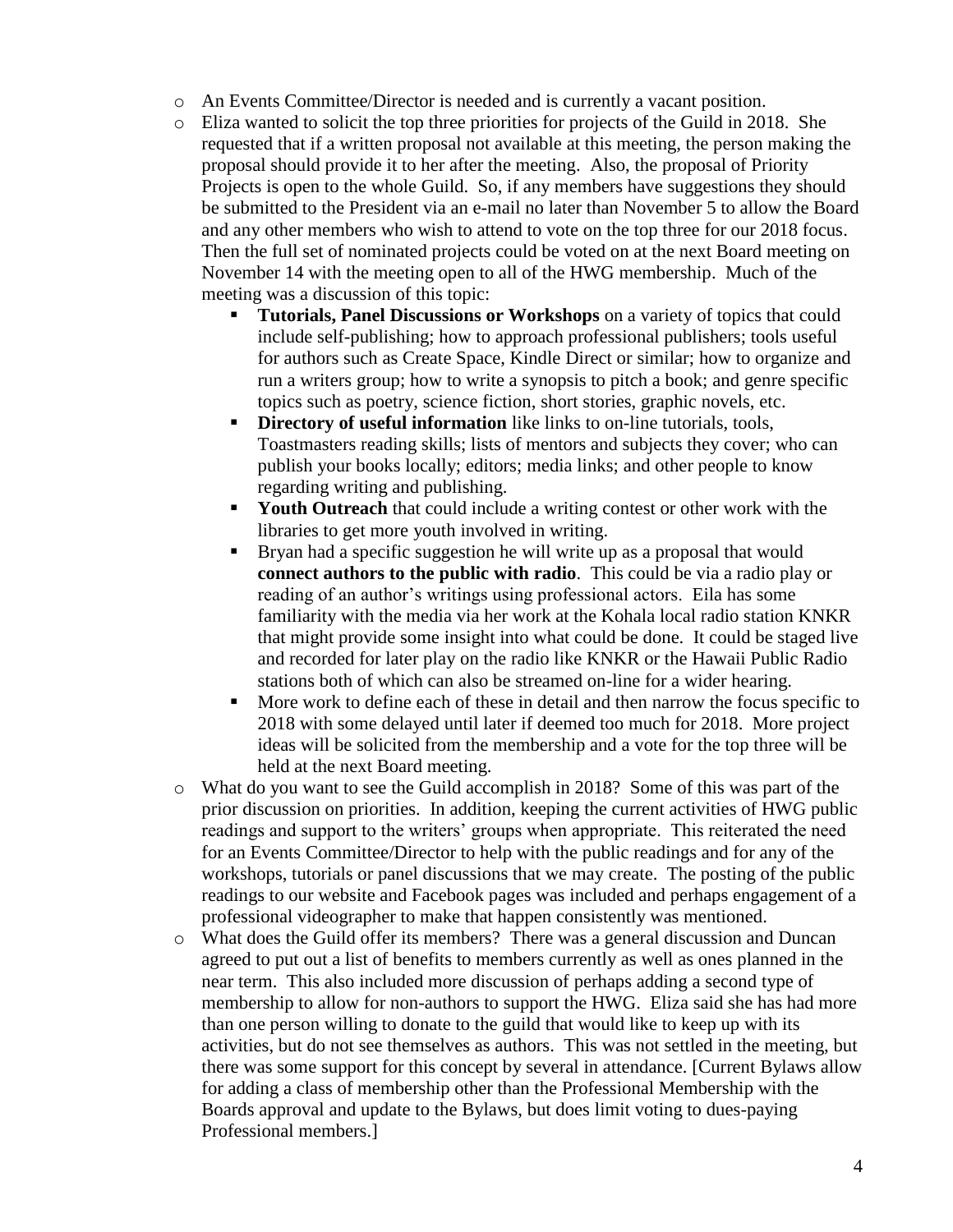- An Events Committee/Director is needed and is currently a vacant position.
- Eliza wanted to solicit the top three priorities for projects of the Guild in 2018. She requested that if a written proposal not available at this meeting, the person making the proposal should provide it to her after the meeting. Also, the proposal of Priority Projects is open to the whole Guild. So, if any members have suggestions they should be submitted to the President via an e-mail no later than November 5 to allow the Board and any other members who wish to attend to vote on the top three for our 2018 focus. Then the full set of nominated projects could be voted on at the next Board meeting on November 14 with the meeting open to all of the HWG membership. Much of the meeting was a discussion of this topic:
  - **Tutorials, Panel Discussions or Workshops** on a variety of topics that could include self-publishing; how to approach professional publishers; tools useful for authors such as Create Space, Kindle Direct or similar; how to organize and run a writers group; how to write a synopsis to pitch a book; and genre specific topics such as poetry, science fiction, short stories, graphic novels, etc.
  - **Directory of useful information** like links to on-line tutorials, tools, Toastmasters reading skills; lists of mentors and subjects they cover; who can publish your books locally; editors; media links; and other people to know regarding writing and publishing.
  - **Youth Outreach** that could include a writing contest or other work with the libraries to get more youth involved in writing.
  - Bryan had a specific suggestion he will write up as a proposal that would **connect authors to the public with radio**. This could be via a radio play or reading of an author's writings using professional actors. Eila has some familiarity with the media via her work at the Kohala local radio station KNKR that might provide some insight into what could be done. It could be staged live and recorded for later play on the radio like KNKR or the Hawaii Public Radio stations both of which can also be streamed on-line for a wider hearing.
  - More work to define each of these in detail and then narrow the focus specific to 2018 with some delayed until later if deemed too much for 2018. More project ideas will be solicited from the membership and a vote for the top three will be held at the next Board meeting.
- What do you want to see the Guild accomplish in 2018? Some of this was part of the prior discussion on priorities. In addition, keeping the current activities of HWG public readings and support to the writers' groups when appropriate. This reiterated the need for an Events Committee/Director to help with the public readings and for any of the workshops, tutorials or panel discussions that we may create. The posting of the public readings to our website and Facebook pages was included and perhaps engagement of a professional videographer to make that happen consistently was mentioned.
- What does the Guild offer its members? There was a general discussion and Duncan agreed to put out a list of benefits to members currently as well as ones planned in the near term. This also included more discussion of perhaps adding a second type of membership to allow for non-authors to support the HWG. Eliza said she has had more than one person willing to donate to the guild that would like to keep up with its activities, but do not see themselves as authors. This was not settled in the meeting, but there was some support for this concept by several in attendance. [Current Bylaws allow for adding a class of membership other than the Professional Membership with the Boards approval and update to the Bylaws, but does limit voting to dues-paying Professional members.]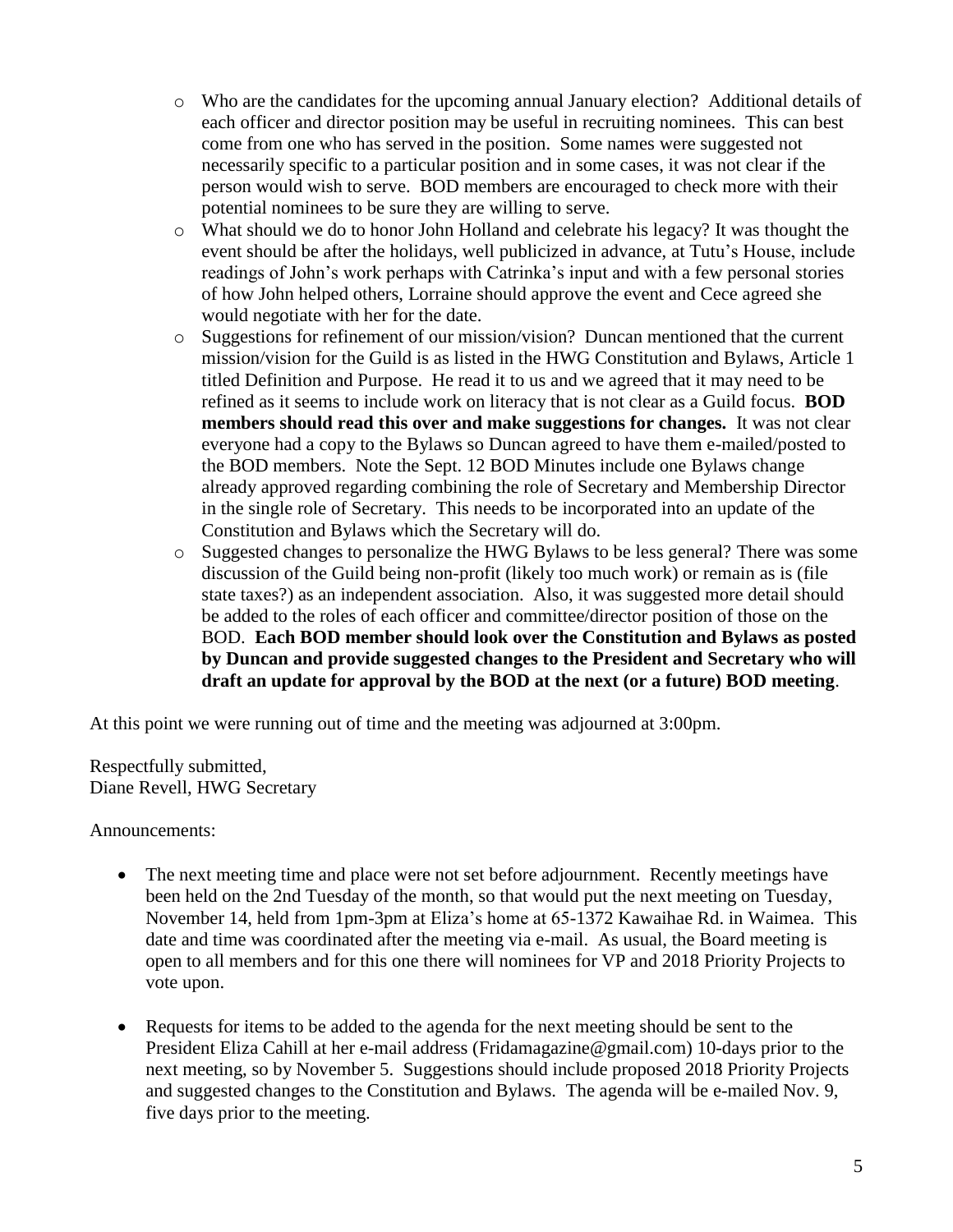- Who are the candidates for the upcoming annual January election? Additional details of each officer and director position may be useful in recruiting nominees. This can best come from one who has served in the position. Some names were suggested not necessarily specific to a particular position and in some cases, it was not clear if the person would wish to serve. BOD members are encouraged to check more with their potential nominees to be sure they are willing to serve.
- What should we do to honor John Holland and celebrate his legacy? It was thought the event should be after the holidays, well publicized in advance, at Tutu's House, include readings of John's work perhaps with Catrinka's input and with a few personal stories of how John helped others, Lorraine should approve the event and Cece agreed she would negotiate with her for the date.
- Suggestions for refinement of our mission/vision? Duncan mentioned that the current mission/vision for the Guild is as listed in the HWG Constitution and Bylaws, Article 1 titled Definition and Purpose. He read it to us and we agreed that it may need to be refined as it seems to include work on literacy that is not clear as a Guild focus. **BOD members should read this over and make suggestions for changes.** It was not clear everyone had a copy to the Bylaws so Duncan agreed to have them e-mailed/posted to the BOD members. Note the Sept. 12 BOD Minutes include one Bylaws change already approved regarding combining the role of Secretary and Membership Director in the single role of Secretary. This needs to be incorporated into an update of the Constitution and Bylaws which the Secretary will do.
- Suggested changes to personalize the HWG Bylaws to be less general? There was some discussion of the Guild being non-profit (likely too much work) or remain as is (file state taxes?) as an independent association. Also, it was suggested more detail should be added to the roles of each officer and committee/director position of those on the BOD. **Each BOD member should look over the Constitution and Bylaws as posted by Duncan and provide suggested changes to the President and Secretary who will draft an update for approval by the BOD at the next (or a future) BOD meeting**.

At this point we were running out of time and the meeting was adjourned at 3:00pm.

Respectfully submitted,
Diane Revell, HWG Secretary

Announcements:

- The next meeting time and place were not set before adjournment. Recently meetings have been held on the 2nd Tuesday of the month, so that would put the next meeting on Tuesday, November 14, held from 1pm-3pm at Eliza's home at 65-1372 Kawaihae Rd. in Waimea. This date and time was coordinated after the meeting via e-mail. As usual, the Board meeting is open to all members and for this one there will nominees for VP and 2018 Priority Projects to vote upon.

- Requests for items to be added to the agenda for the next meeting should be sent to the President Eliza Cahill at her e-mail address (Fridamagazine@gmail.com) 10-days prior to the next meeting, so by November 5. Suggestions should include proposed 2018 Priority Projects and suggested changes to the Constitution and Bylaws. The agenda will be e-mailed Nov. 9, five days prior to the meeting.